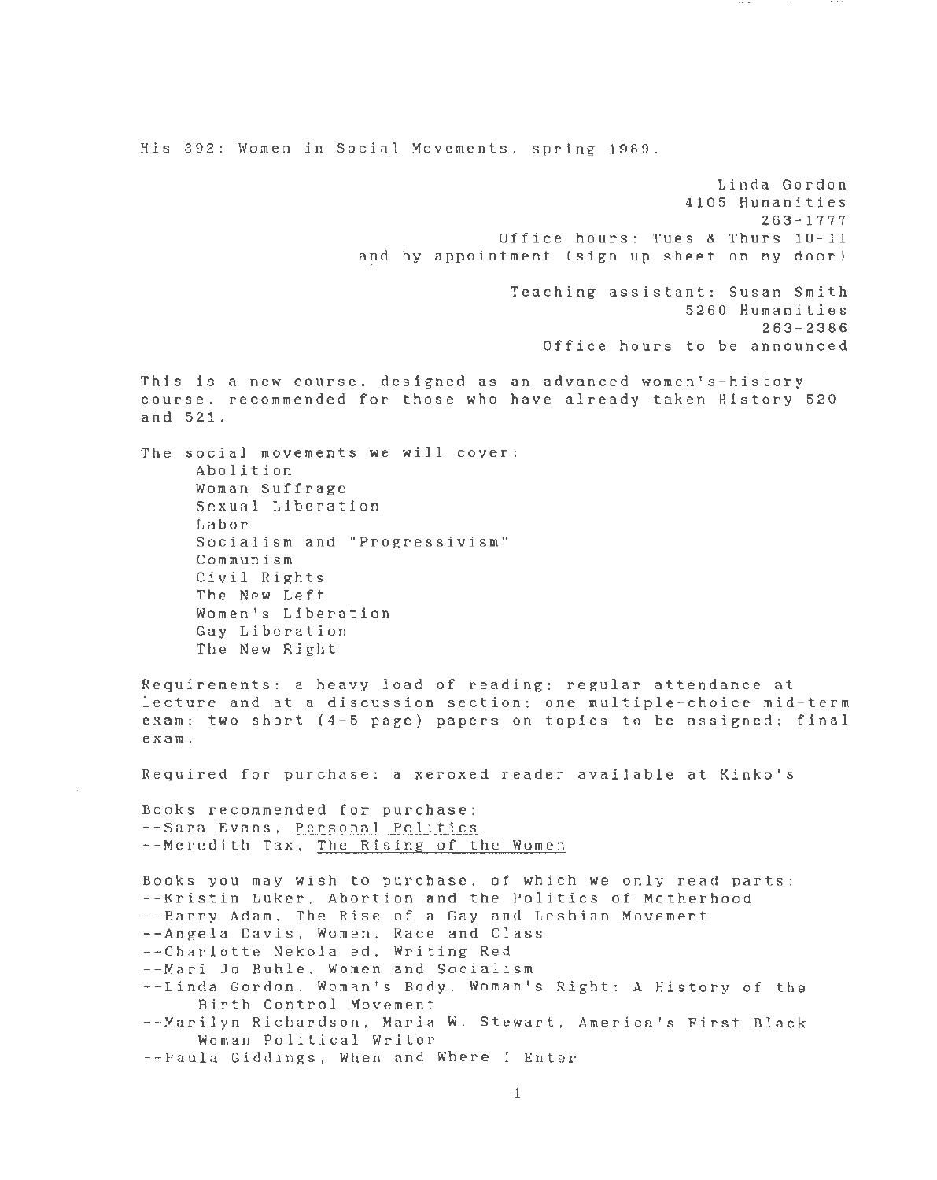His 392: Women in Social Movements, spring 1989.

Linda Gordon
4105 Humanities
263-1777
Office hours: Tues & Thurs 10-11
and by appointment (sign up sheet on my door)

Teaching assistant: Susan Smith
5260 Humanities
263-2386
Office hours to be announced

This is a new course, designed as an advanced women's-history course, recommended for those who have already taken History 520 and 521.

The social movements we will cover:

- Abolition
- Woman Suffrage
- Sexual Liberation
- Labor
- Socialism and "Progressivism"
- Communism
- Civil Rights
- The New Left
- Women's Liberation
- Gay Liberation
- The New Right

Requirements: a heavy load of reading; regular attendance at lecture and at a discussion section; one multiple-choice mid-term exam; two short (4-5 page) papers on topics to be assigned; final exam.

Required for purchase: a xeroxed reader available at Kinko's

Books recommended for purchase:

--Sara Evans, Personal Politics
--Meredith Tax, The Rising of the Women

Books you may wish to purchase, of which we only read parts:

--Kristin Luker, Abortion and the Politics of Motherhood
--Barry Adam, The Rise of a Gay and Lesbian Movement
--Angela Davis, Women, Race and Class
--Charlotte Nekola ed, Writing Red
--Mari Jo Buhle, Women and Socialism
--Linda Gordon, Woman's Body, Woman's Right: A History of the Birth Control Movement
--Marilyn Richardson, Maria W. Stewart, America's First Black Woman Political Writer
--Paula Giddings, When and Where I Enter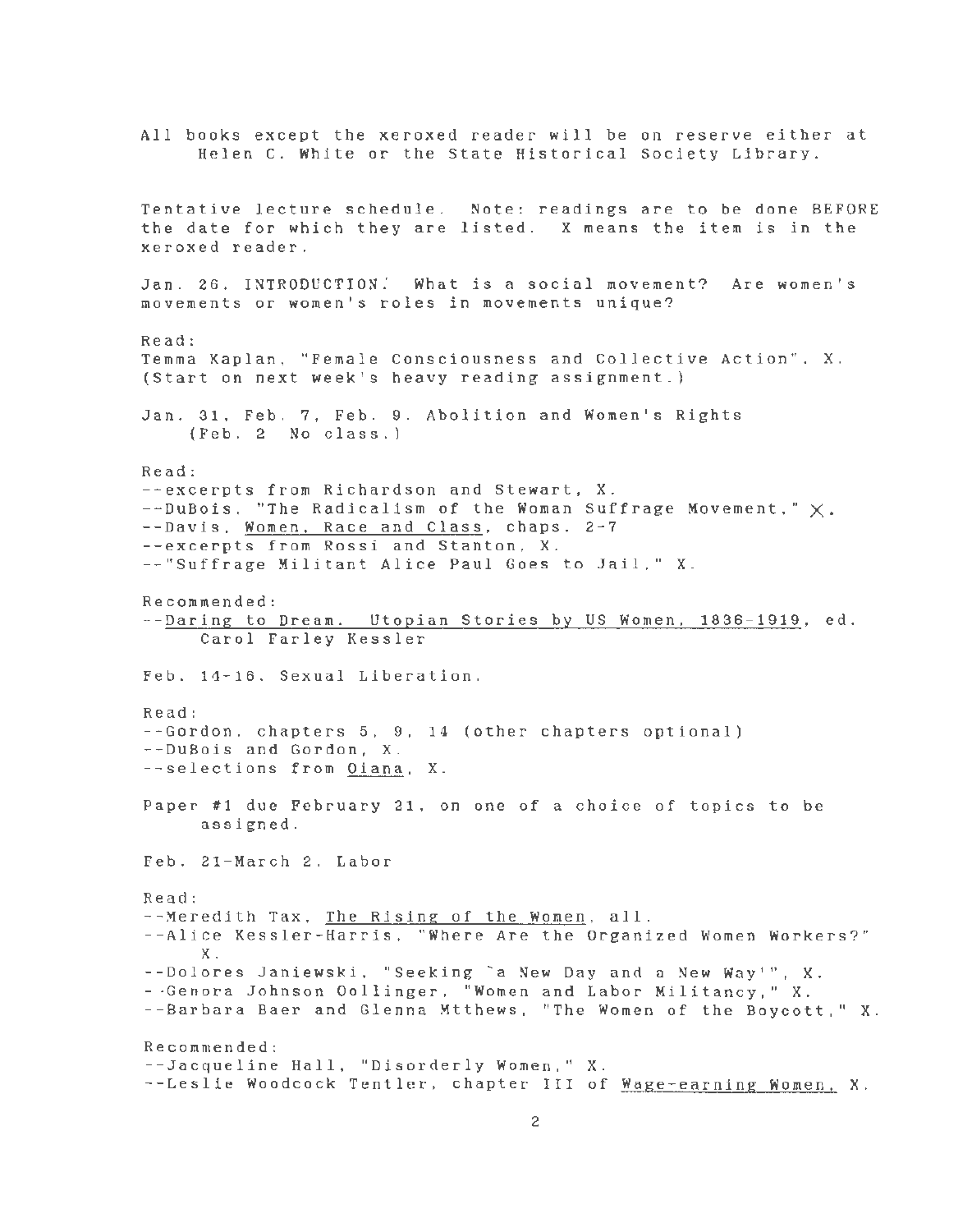All books except the xeroxed reader will be on reserve either at Helen C. White or the State Historical Society Library.

Tentative lecture schedule. Note: readings are to be done BEFORE the date for which they are listed. X means the item is in the xeroxed reader.

Jan. 26. INTRODUCTION. What is a social movement? Are women's movements or women's roles in movements unique?

Read:
Temma Kaplan, "Female Consciousness and Collective Action". X. (Start on next week's heavy reading assignment.)

Jan. 31, Feb. 7, Feb. 9. Abolition and Women's Rights
(Feb. 2 No class.)

Read:
--excerpts from Richardson and Stewart, X.
--DuBois, "The Radicalism of the Woman Suffrage Movement." X.
--Davis, Women, Race and Class, chaps. 2-7
--excerpts from Rossi and Stanton, X.
--"Suffrage Militant Alice Paul Goes to Jail," X.

Recommended:
--Daring to Dream. Utopian Stories by US Women, 1836-1919, ed. Carol Farley Kessler

Feb. 14-16. Sexual Liberation.

Read:
--Gordon, chapters 5, 9, 14 (other chapters optional)
--DuBois and Gordon, X.
--selections from Diana, X.

Paper #1 due February 21, on one of a choice of topics to be assigned.

Feb. 21-March 2. Labor

Read:
--Meredith Tax, The Rising of the Women, all.
--Alice Kessler-Harris, "Where Are the Organized Women Workers?" X.
--Dolores Janiewski, "Seeking 'a New Day and a New Way'", X.
--Genora Johnson Dollinger, "Women and Labor Militancy," X.
--Barbara Baer and Glenna Mtthews, "The Women of the Boycott," X.

Recommended:
--Jacqueline Hall, "Disorderly Women," X.
--Leslie Woodcock Tentler, chapter III of Wage-earning Women, X.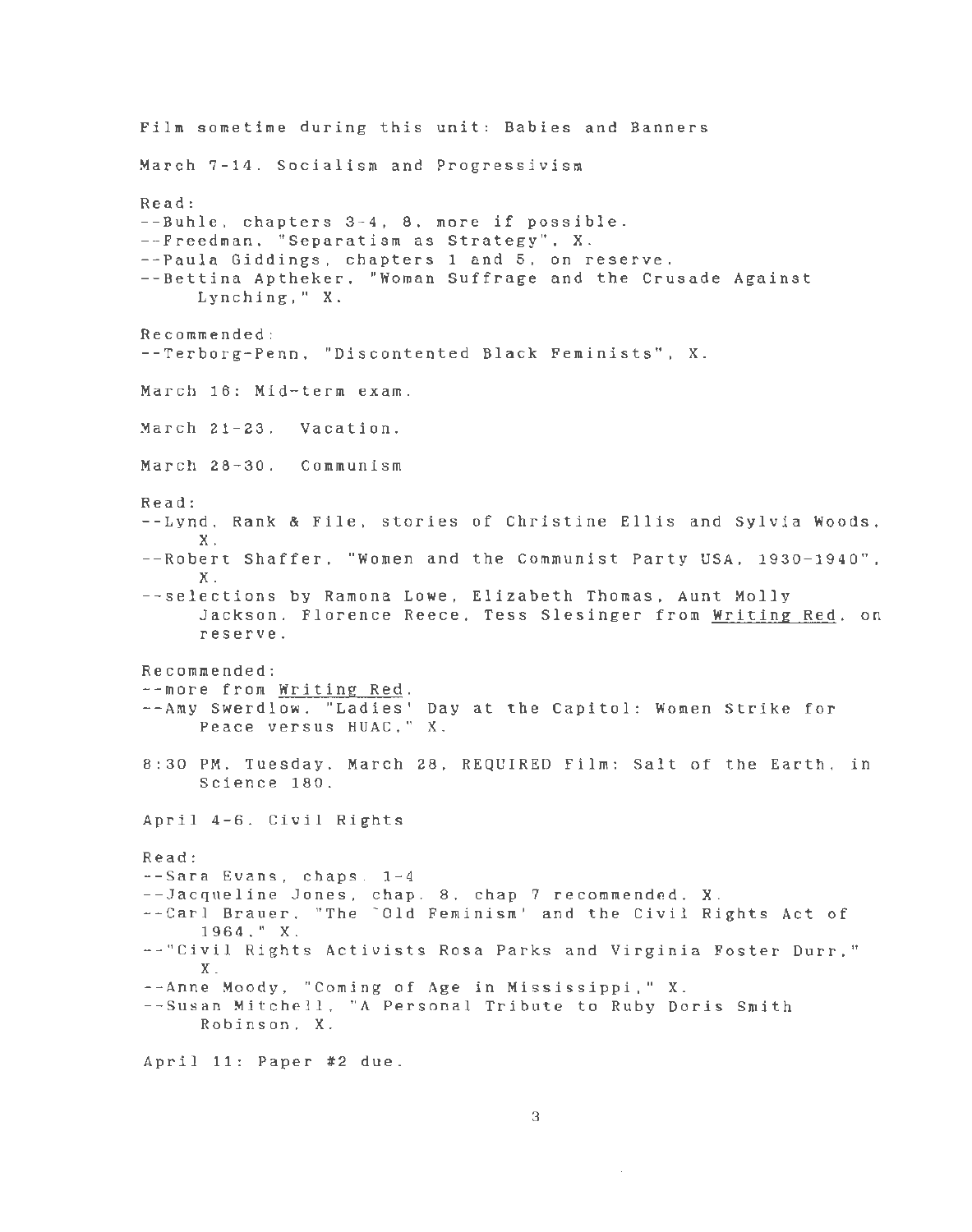Film sometime during this unit: Babies and Banners

March 7-14. Socialism and Progressivism

Read:
- --Buhle, chapters 3-4, 8, more if possible.
- --Freedman, "Separatism as Strategy", X.
- --Paula Giddings, chapters 1 and 5, on reserve.
- --Bettina Aptheker, "Woman Suffrage and the Crusade Against Lynching," X.

Recommended:
- --Terborg-Penn, "Discontented Black Feminists", X.

March 16: Mid-term exam.

March 21-23. Vacation.

March 28-30. Communism

Read:
- --Lynd, Rank & File, stories of Christine Ellis and Sylvia Woods, X.
- --Robert Shaffer, "Women and the Communist Party USA, 1930-1940", X.
- --selections by Ramona Lowe, Elizabeth Thomas, Aunt Molly Jackson, Florence Reece, Tess Slesinger from <u>Writing Red</u>, on reserve.

Recommended:
- --more from <u>Writing Red</u>.
- --Amy Swerdlow, "Ladies' Day at the Capitol: Women Strike for Peace versus HUAC," X.

8:30 PM, Tuesday, March 28, REQUIRED Film: Salt of the Earth, in Science 180.

April 4-6. Civil Rights

Read:
- --Sara Evans, chaps. 1-4
- --Jacqueline Jones, chap. 8, chap 7 recommended, X.
- --Carl Brauer, "The `Old Feminism' and the Civil Rights Act of 1964," X.
- --"Civil Rights Activists Rosa Parks and Virginia Foster Durr," X.
- --Anne Moody, "Coming of Age in Mississippi," X.
- --Susan Mitchell, "A Personal Tribute to Ruby Doris Smith Robinson, X.

April 11: Paper #2 due.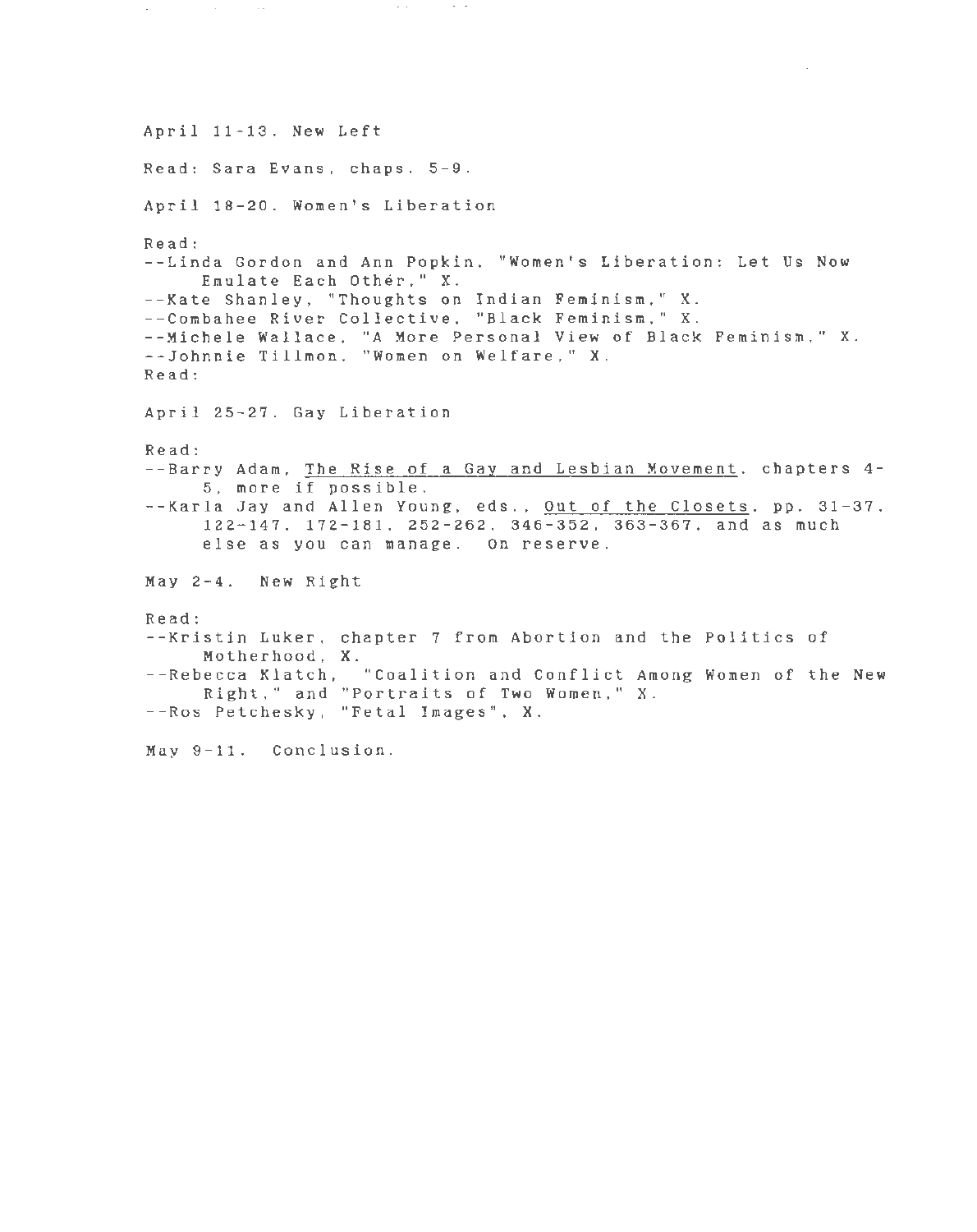April 11-13. New Left

Read: Sara Evans, chaps. 5-9.

April 18-20. Women's Liberation

Read:
- --Linda Gordon and Ann Popkin, "Women's Liberation: Let Us Now Emulate Each Other," X.
- --Kate Shanley, "Thoughts on Indian Feminism," X.
- --Combahee River Collective, "Black Feminism," X.
- --Michele Wallace, "A More Personal View of Black Feminism," X.
- --Johnnie Tillmon, "Women on Welfare," X.

Read:

April 25-27. Gay Liberation

Read:
- --Barry Adam, <u>The Rise of a Gay and Lesbian Movement</u>, chapters 4-5, more if possible.
- --Karla Jay and Allen Young, eds., <u>Out of the Closets</u>, pp. 31-37, 122-147, 172-181, 252-262, 346-352, 363-367, and as much else as you can manage. On reserve.

May 2-4. New Right

Read:
- --Kristin Luker, chapter 7 from Abortion and the Politics of Motherhood, X.
- --Rebecca Klatch, "Coalition and Conflict Among Women of the New Right," and "Portraits of Two Women," X.
- --Ros Petchesky, "Fetal Images", X.

May 9-11. Conclusion.